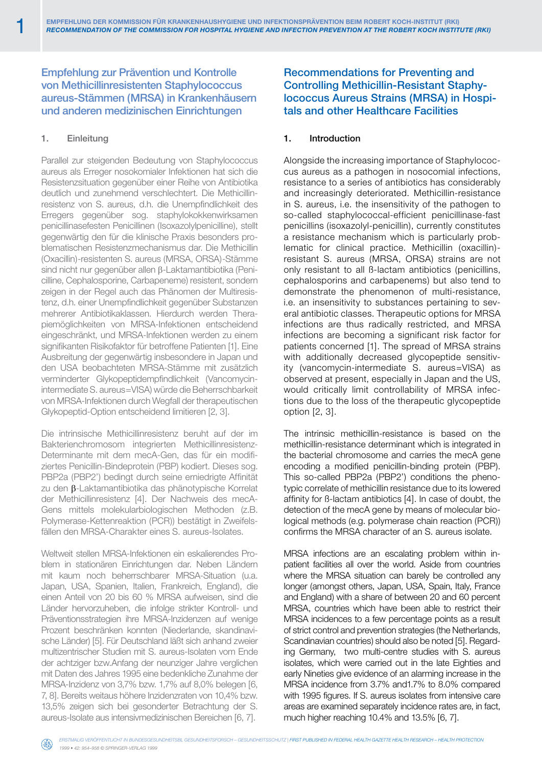## Empfehlung zur Prävention und Kontrolle von Methicillinresistenten Staphylococcus aureus-Stämmen (MRSA) in Krankenhäusern und anderen medizinischen Einrichtungen

### 1. Einleitung

Parallel zur steigenden Bedeutung von Staphylococcus aureus als Erreger nosokomialer Infektionen hat sich die Resistenzsituation gegenüber einer Reihe von Antibiotika deutlich und zunehmend verschlechtert. Die Methicillinresistenz von S. aureus, d.h. die Unempfindlichkeit des Erregers gegenüber sog. staphylokokkenwirksamen penicillinasefesten Penicillinen (Isoxazolylpenicilline), stellt gegenwärtig den für die klinische Praxis besonders problematischen Resistenzmechanismus dar. Die Methicillin (Oxacillin)-resistenten S. aureus (MRSA, ORSA)-Stämme sind nicht nur gegenüber allen β-Laktamantibiotika (Penicilline, Cephalosporine, Carbapeneme) resistent, sondern zeigen in der Regel auch das Phänomen der Multiresistenz, d.h. einer Unempfindlichkeit gegenüber Substanzen mehrerer Antibiotikaklassen. Hierdurch werden Therapiemöglichkeiten von MRSA-Infektionen entscheidend eingeschränkt, und MRSA-Infektionen werden zu einem signifikanten Risikofaktor für betroffene Patienten [1]. Eine Ausbreitung der gegenwärtig insbesondere in Japan und den USA beobachteten MRSA-Stämme mit zusätzlich verminderter Glykopeptidempfindlichkeit (Vancomycin-intermediate S. aureus=VISA) würde die Beherrschbarkeit von MRSA-Infektionen durch Wegfall der therapeutischen Glykopeptid-Option entscheidend limitieren [2, 3].

Die intrinsische Methicillinresistenz beruht auf der im Bakterienchromosom integrierten Methicillinresistenz-Determinante mit dem mecA-Gen, das für ein modifiziertes Penicillin-Bindeprotein (PBP) kodiert. Dieses sog. PBP2a (PBP2') bedingt durch seine erniedrigte Affinität zu den β-Laktamantibiotika das phänotypische Korrelat der Methicillinresistenz [4]. Der Nachweis des mecA-Gens mittels molekularbiologischen Methoden (z.B. Polymerase-Kettenreaktion (PCR)) bestätigt in Zweifelsfällen den MRSA-Charakter eines S. aureus-Isolates.

Weltweit stellen MRSA-Infektionen ein eskalierendes Problem in stationären Einrichtungen dar. Neben Ländern mit kaum noch beherrschbarer MRSA-Situation (u.a. Japan, USA, Spanien, Italien, Frankreich, England), die einen Anteil von 20 bis 60 % MRSA aufweisen, sind die Länder hervorzuheben, die infolge strikter Kontroll- und Präventionsstrategien ihre MRSA-Inzidenzen auf wenige Prozent beschränken konnten (Niederlande, skandinavische Länder) [5]. Für Deutschland läßt sich anhand zweier multizentrischer Studien mit S. aureus-Isolaten vom Ende der achtziger bzw.Anfang der neunziger Jahre verglichen mit Daten des Jahres 1995 eine bedenkliche Zunahme der MRSA-Inzidenz von 3,7% bzw. 1,7% auf 8,0% belegen [6, 7, 8]. Bereits weitaus höhere Inzidenzraten von 10,4% bzw. 13,5% zeigen sich bei gesonderter Betrachtung der S. aureus-Isolate aus intensivmedizinischen Bereichen [6, 7].

## Recommendations for Preventing and Controlling Methicillin-Resistant Staphylococcus Aureus Strains (MRSA) in Hospitals and other Healthcare Facilities

### 1. Introduction

Alongside the increasing importance of Staphylococcus aureus as a pathogen in nosocomial infections, resistance to a series of antibiotics has considerably and increasingly deteriorated. Methicillin-resistance in S. aureus, i.e. the insensitivity of the pathogen to so-called staphylococcal-efficient penicillinase-fast penicillins (isoxazolyl-penicillin), currently constitutes a resistance mechanism which is particularly problematic for clinical practice. Methicillin (oxacillin)-resistant S. aureus (MRSA, ORSA) strains are not only resistant to all ß-lactam antibiotics (penicillins, cephalosporins and carbapenems) but also tend to demonstrate the phenomenon of multi-resistance, i.e. an insensitivity to substances pertaining to several antibiotic classes. Therapeutic options for MRSA infections are thus radically restricted, and MRSA infections are becoming a significant risk factor for patients concerned [1]. The spread of MRSA strains with additionally decreased glycopeptide sensitivity (vancomycin-intermediate S. aureus=VISA) as observed at present, especially in Japan and the US, would critically limit controllability of MRSA infections due to the loss of the therapeutic glycopeptide option [2, 3].

The intrinsic methicillin-resistance is based on the methicillin-resistance determinant which is integrated in the bacterial chromosome and carries the mecA gene encoding a modified penicillin-binding protein (PBP). This so-called PBP2a (PBP2') conditions the phenotypic correlate of methicillin resistance due to its lowered affinity for ß-lactam antibiotics [4]. In case of doubt, the detection of the mecA gene by means of molecular biological methods (e.g. polymerase chain reaction (PCR)) confirms the MRSA character of an S. aureus isolate.

MRSA infections are an escalating problem within inpatient facilities all over the world. Aside from countries where the MRSA situation can barely be controlled any longer (amongst others, Japan, USA, Spain, Italy, France and England) with a share of between 20 and 60 percent MRSA, countries which have been able to restrict their MRSA incidences to a few percentage points as a result of strict control and prevention strategies (the Netherlands, Scandinavian countries) should also be noted [5]. Regarding Germany, two multi-centre studies with S. aureus isolates, which were carried out in the late Eighties and early Nineties give evidence of an alarming increase in the MRSA incidence from 3.7% and1.7% to 8.0% compared with 1995 figures. If S. aureus isolates from intensive care areas are examined separately incidence rates are, in fact, much higher reaching 10.4% and 13.5% [6, 7].

*Erstmalig veröffentlicht in Bundesgesundheitsbl Gesundheitsforsch – Gesundheitsschutz | First published in Federal Health Gazette Health Research – Health Protection 1999 • 42: 954–958 © Springer-Verlag 1999*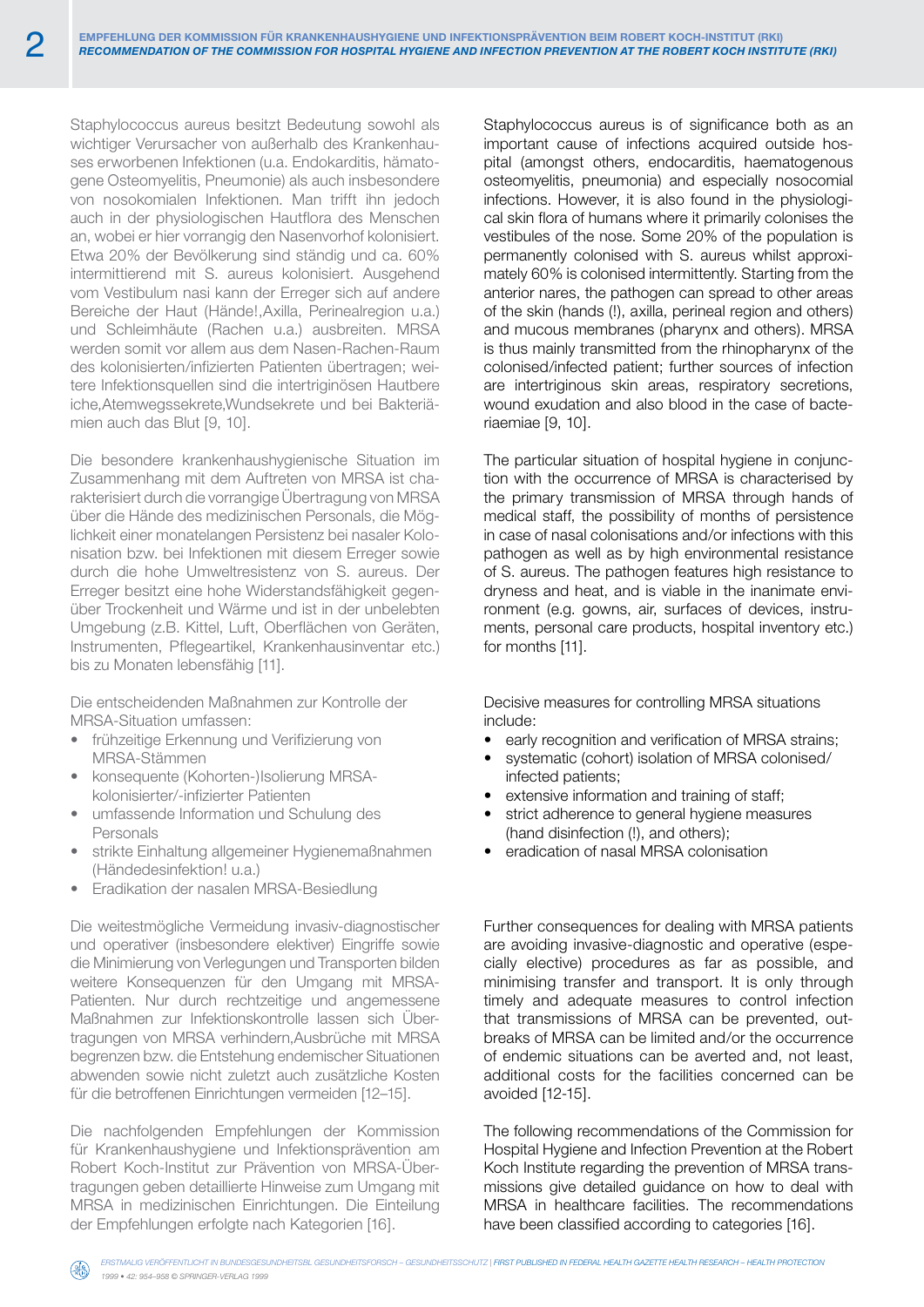Staphylococcus aureus besitzt Bedeutung sowohl als wichtiger Verursacher von außerhalb des Krankenhauses erworbenen Infektionen (u.a. Endokarditis, hämatogene Osteomyelitis, Pneumonie) als auch insbesondere von nosokomialen Infektionen. Man trifft ihn jedoch auch in der physiologischen Hautflora des Menschen an, wobei er hier vorrangig den Nasenvorhof kolonisiert. Etwa 20% der Bevölkerung sind ständig und ca. 60% intermittierend mit S. aureus kolonisiert. Ausgehend vom Vestibulum nasi kann der Erreger sich auf andere Bereiche der Haut (Hände!,Axilla, Perinealregion u.a.) und Schleimhäute (Rachen u.a.) ausbreiten. MRSA werden somit vor allem aus dem Nasen-Rachen-Raum des kolonisierten/infizierten Patienten übertragen; weitere Infektionsquellen sind die intertriginösen Hautbereiche,Atemwegssekrete,Wundsekrete und bei Bakteriämien auch das Blut [9, 10].

Die besondere krankenhaushygienische Situation im Zusammenhang mit dem Auftreten von MRSA ist charakterisiert durch die vorrangige Übertragung von MRSA über die Hände des medizinischen Personals, die Möglichkeit einer monatelangen Persistenz bei nasaler Kolonisation bzw. bei Infektionen mit diesem Erreger sowie durch die hohe Umweltresistenz von S. aureus. Der Erreger besitzt eine hohe Widerstandsfähigkeit gegenüber Trockenheit und Wärme und ist in der unbelebten Umgebung (z.B. Kittel, Luft, Oberflächen von Geräten, Instrumenten, Pflegeartikel, Krankenhausinventar etc.) bis zu Monaten lebensfähig [11].

Die entscheidenden Maßnahmen zur Kontrolle der MRSA-Situation umfassen:

- frühzeitige Erkennung und Verifizierung von MRSA-Stämmen
- konsequente (Kohorten-)Isolierung MRSA-kolonisierter/-infizierter Patienten
- umfassende Information und Schulung des Personals
- strikte Einhaltung allgemeiner Hygienemaßnahmen (Händedesinfektion! u.a.)
- Eradikation der nasalen MRSA-Besiedlung

Die weitestmögliche Vermeidung invasiv-diagnostischer und operativer (insbesondere elektiver) Eingriffe sowie die Minimierung von Verlegungen und Transporten bilden weitere Konsequenzen für den Umgang mit MRSA-Patienten. Nur durch rechtzeitige und angemessene Maßnahmen zur Infektionskontrolle lassen sich Übertragungen von MRSA verhindern,Ausbrüche mit MRSA begrenzen bzw. die Entstehung endemischer Situationen abwenden sowie nicht zuletzt auch zusätzliche Kosten für die betroffenen Einrichtungen vermeiden [12–15].

Die nachfolgenden Empfehlungen der Kommission für Krankenhaushygiene und Infektionsprävention am Robert Koch-Institut zur Prävention von MRSA-Übertragungen geben detaillierte Hinweise zum Umgang mit MRSA in medizinischen Einrichtungen. Die Einteilung der Empfehlungen erfolgte nach Kategorien [16].

Staphylococcus aureus is of significance both as an important cause of infections acquired outside hospital (amongst others, endocarditis, haematogenous osteomyelitis, pneumonia) and especially nosocomial infections. However, it is also found in the physiological skin flora of humans where it primarily colonises the vestibules of the nose. Some 20% of the population is permanently colonised with S. aureus whilst approximately 60% is colonised intermittently. Starting from the anterior nares, the pathogen can spread to other areas of the skin (hands (!), axilla, perineal region and others) and mucous membranes (pharynx and others). MRSA is thus mainly transmitted from the rhinopharynx of the colonised/infected patient; further sources of infection are intertriginous skin areas, respiratory secretions, wound exudation and also blood in the case of bacteriaemiae [9, 10].

The particular situation of hospital hygiene in conjunction with the occurrence of MRSA is characterised by the primary transmission of MRSA through hands of medical staff, the possibility of months of persistence in case of nasal colonisations and/or infections with this pathogen as well as by high environmental resistance of S. aureus. The pathogen features high resistance to dryness and heat, and is viable in the inanimate environment (e.g. gowns, air, surfaces of devices, instruments, personal care products, hospital inventory etc.) for months [11].

Decisive measures for controlling MRSA situations include:

- early recognition and verification of MRSA strains;
- systematic (cohort) isolation of MRSA colonised/infected patients;
- extensive information and training of staff;
- strict adherence to general hygiene measures (hand disinfection (!), and others);
- eradication of nasal MRSA colonisation

Further consequences for dealing with MRSA patients are avoiding invasive-diagnostic and operative (especially elective) procedures as far as possible, and minimising transfer and transport. It is only through timely and adequate measures to control infection that transmissions of MRSA can be prevented, outbreaks of MRSA can be limited and/or the occurrence of endemic situations can be averted and, not least, additional costs for the facilities concerned can be avoided [12-15].

The following recommendations of the Commission for Hospital Hygiene and Infection Prevention at the Robert Koch Institute regarding the prevention of MRSA transmissions give detailed guidance on how to deal with MRSA in healthcare facilities. The recommendations have been classified according to categories [16].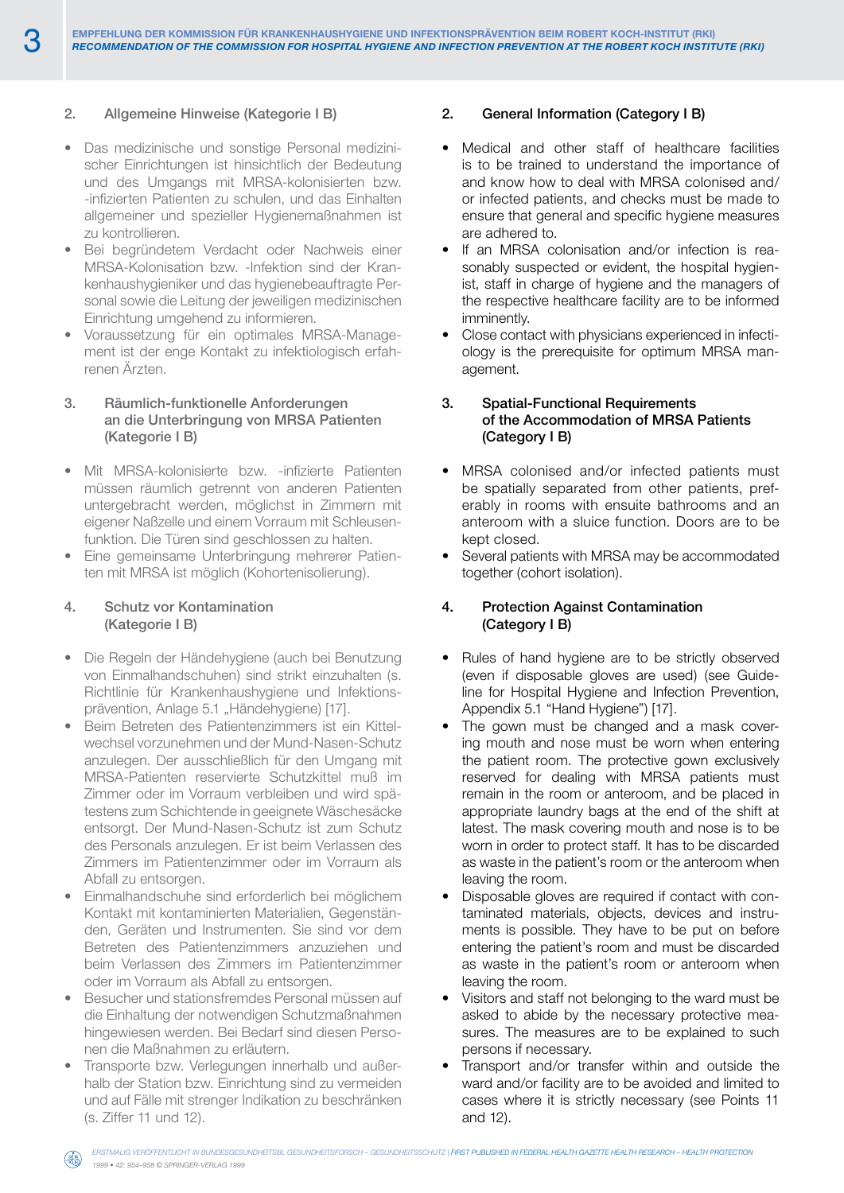## 2. Allgemeine Hinweise (Kategorie I B)

- Das medizinische und sonstige Personal medizinischer Einrichtungen ist hinsichtlich der Bedeutung und des Umgangs mit MRSA-kolonisierten bzw. -infizierten Patienten zu schulen, und das Einhalten allgemeiner und spezieller Hygienemaßnahmen ist zu kontrollieren.
- Bei begründetem Verdacht oder Nachweis einer MRSA-Kolonisation bzw. -Infektion sind der Krankenhaushygieniker und das hygienebeauftragte Personal sowie die Leitung der jeweiligen medizinischen Einrichtung umgehend zu informieren.
- Voraussetzung für ein optimales MRSA-Management ist der enge Kontakt zu infektiologisch erfahrenen Ärzten.

## 3. Räumlich-funktionelle Anforderungen an die Unterbringung von MRSA Patienten (Kategorie I B)

- Mit MRSA-kolonisierte bzw. -infizierte Patienten müssen räumlich getrennt von anderen Patienten untergebracht werden, möglichst in Zimmern mit eigener Naßzelle und einem Vorraum mit Schleusenfunktion. Die Türen sind geschlossen zu halten.
- Eine gemeinsame Unterbringung mehrerer Patienten mit MRSA ist möglich (Kohortenisolierung).

## 4. Schutz vor Kontamination (Kategorie I B)

- Die Regeln der Händehygiene (auch bei Benutzung von Einmalhandschuhen) sind strikt einzuhalten (s. Richtlinie für Krankenhaushygiene und Infektionsprävention, Anlage 5.1 „Händehygiene) [17].
- Beim Betreten des Patientenzimmers ist ein Kittelwechsel vorzunehmen und der Mund-Nasen-Schutz anzulegen. Der ausschließlich für den Umgang mit MRSA-Patienten reservierte Schutzkittel muß im Zimmer oder im Vorraum verbleiben und wird spätestens zum Schichtende in geeignete Wäschesäcke entsorgt. Der Mund-Nasen-Schutz ist zum Schutz des Personals anzulegen. Er ist beim Verlassen des Zimmers im Patientenzimmer oder im Vorraum als Abfall zu entsorgen.
- Einmalhandschuhe sind erforderlich bei möglichem Kontakt mit kontaminierten Materialien, Gegenständen, Geräten und Instrumenten. Sie sind vor dem Betreten des Patientenzimmers anzuziehen und beim Verlassen des Zimmers im Patientenzimmer oder im Vorraum als Abfall zu entsorgen.
- Besucher und stationsfremdes Personal müssen auf die Einhaltung der notwendigen Schutzmaßnahmen hingewiesen werden. Bei Bedarf sind diesen Personen die Maßnahmen zu erläutern.
- Transporte bzw. Verlegungen innerhalb und außerhalb der Station bzw. Einrichtung sind zu vermeiden und auf Fälle mit strenger Indikation zu beschränken (s. Ziffer 11 und 12).

## 2. General Information (Category I B)

- Medical and other staff of healthcare facilities is to be trained to understand the importance of and know how to deal with MRSA colonised and/or infected patients, and checks must be made to ensure that general and specific hygiene measures are adhered to.
- If an MRSA colonisation and/or infection is reasonably suspected or evident, the hospital hygienist, staff in charge of hygiene and the managers of the respective healthcare facility are to be informed imminently.
- Close contact with physicians experienced in infectiology is the prerequisite for optimum MRSA management.

## 3. Spatial-Functional Requirements of the Accommodation of MRSA Patients (Category I B)

- MRSA colonised and/or infected patients must be spatially separated from other patients, preferably in rooms with ensuite bathrooms and an anteroom with a sluice function. Doors are to be kept closed.
- Several patients with MRSA may be accommodated together (cohort isolation).

## 4. Protection Against Contamination (Category I B)

- Rules of hand hygiene are to be strictly observed (even if disposable gloves are used) (see Guideline for Hospital Hygiene and Infection Prevention, Appendix 5.1 "Hand Hygiene") [17].
- The gown must be changed and a mask covering mouth and nose must be worn when entering the patient room. The protective gown exclusively reserved for dealing with MRSA patients must remain in the room or anteroom, and be placed in appropriate laundry bags at the end of the shift at latest. The mask covering mouth and nose is to be worn in order to protect staff. It has to be discarded as waste in the patient's room or the anteroom when leaving the room.
- Disposable gloves are required if contact with contaminated materials, objects, devices and instruments is possible. They have to be put on before entering the patient's room and must be discarded as waste in the patient's room or anteroom when leaving the room.
- Visitors and staff not belonging to the ward must be asked to abide by the necessary protective measures. The measures are to be explained to such persons if necessary.
- Transport and/or transfer within and outside the ward and/or facility are to be avoided and limited to cases where it is strictly necessary (see Points 11 and 12).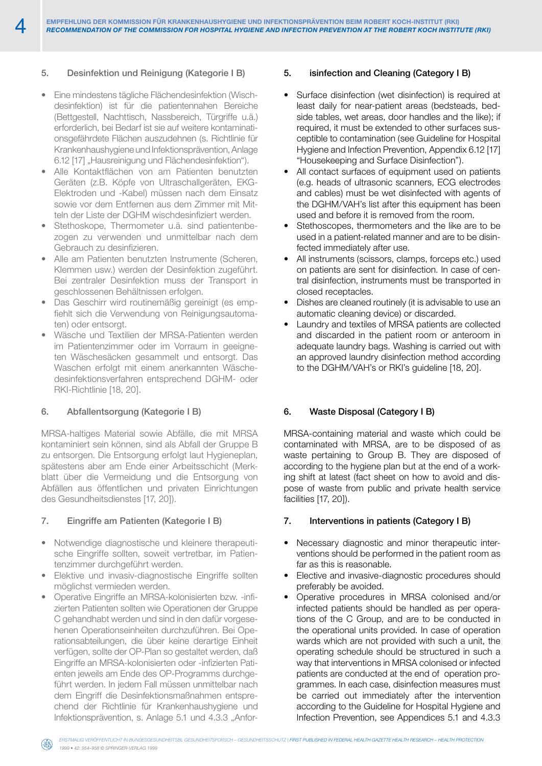## 5. Desinfektion und Reinigung (Kategorie I B)

- Eine mindestens tägliche Flächendesinfektion (Wischdesinfektion) ist für die patientennahen Bereiche (Bettgestell, Nachttisch, Nassbereich, Türgriffe u.ä.) erforderlich, bei Bedarf ist sie auf weitere kontaminationsgefährdete Flächen auszudehnen (s. Richtlinie für Krankenhaushygiene und Infektionsprävention, Anlage 6.12 [17] „Hausreinigung und Flächendesinfektion").
- Alle Kontaktflächen von am Patienten benutzten Geräten (z.B. Köpfe von Ultraschallgeräten, EKG-Elektroden und -Kabel) müssen nach dem Einsatz sowie vor dem Entfernen aus dem Zimmer mit Mitteln der Liste der DGHM wischdesinfiziert werden.
- Stethoskope, Thermometer u.ä. sind patientenbezogen zu verwenden und unmittelbar nach dem Gebrauch zu desinfizieren.
- Alle am Patienten benutzten Instrumente (Scheren, Klemmen usw.) werden der Desinfektion zugeführt. Bei zentraler Desinfektion muss der Transport in geschlossenen Behältnissen erfolgen.
- Das Geschirr wird routinemäßig gereinigt (es empfiehlt sich die Verwendung von Reinigungsautomaten) oder entsorgt.
- Wäsche und Textilien der MRSA-Patienten werden im Patientenzimmer oder im Vorraum in geeigneten Wäschesäcken gesammelt und entsorgt. Das Waschen erfolgt mit einem anerkannten Wäschedesinfektionsverfahren entsprechend DGHM- oder RKI-Richtlinie [18, 20].

## 6. Abfallentsorgung (Kategorie I B)

MRSA-haltiges Material sowie Abfälle, die mit MRSA kontaminiert sein können, sind als Abfall der Gruppe B zu entsorgen. Die Entsorgung erfolgt laut Hygieneplan, spätestens aber am Ende einer Arbeitsschicht (Merkblatt über die Vermeidung und die Entsorgung von Abfällen aus öffentlichen und privaten Einrichtungen des Gesundheitsdienstes [17, 20]).

## 7. Eingriffe am Patienten (Kategorie I B)

- Notwendige diagnostische und kleinere therapeutische Eingriffe sollten, soweit vertretbar, im Patientenzimmer durchgeführt werden.
- Elektive und invasiv-diagnostische Eingriffe sollten möglichst vermieden werden.
- Operative Eingriffe an MRSA-kolonisierten bzw. -infizierten Patienten sollten wie Operationen der Gruppe C gehandhabt werden und sind in den dafür vorgesehenen Operationseinheiten durchzuführen. Bei Operationsabteilungen, die über keine derartige Einheit verfügen, sollte der OP-Plan so gestaltet werden, daß Eingriffe an MRSA-kolonisierten oder -infizierten Patienten jeweils am Ende des OP-Programms durchgeführt werden. In jedem Fall müssen unmittelbar nach dem Eingriff die Desinfektionsmaßnahmen entsprechend der Richtlinie für Krankenhaushygiene und Infektionsprävention, s. Anlage 5.1 und 4.3.3 „Anfor-

## 5. isinfection and Cleaning (Category I B)

- Surface disinfection (wet disinfection) is required at least daily for near-patient areas (bedsteads, bedside tables, wet areas, door handles and the like); if required, it must be extended to other surfaces susceptible to contamination (see Guideline for Hospital Hygiene and Infection Prevention, Appendix 6.12 [17] "Housekeeping and Surface Disinfection").
- All contact surfaces of equipment used on patients (e.g. heads of ultrasonic scanners, ECG electrodes and cables) must be wet disinfected with agents of the DGHM/VAH's list after this equipment has been used and before it is removed from the room.
- Stethoscopes, thermometers and the like are to be used in a patient-related manner and are to be disinfected immediately after use.
- All instruments (scissors, clamps, forceps etc.) used on patients are sent for disinfection. In case of central disinfection, instruments must be transported in closed receptacles.
- Dishes are cleaned routinely (it is advisable to use an automatic cleaning device) or discarded.
- Laundry and textiles of MRSA patients are collected and discarded in the patient room or anteroom in adequate laundry bags. Washing is carried out with an approved laundry disinfection method according to the DGHM/VAH's or RKI's guideline [18, 20].

## 6. Waste Disposal (Category I B)

MRSA-containing material and waste which could be contaminated with MRSA, are to be disposed of as waste pertaining to Group B. They are disposed of according to the hygiene plan but at the end of a working shift at latest (fact sheet on how to avoid and dispose of waste from public and private health service facilities [17, 20]).

## 7. Interventions in patients (Category I B)

- Necessary diagnostic and minor therapeutic interventions should be performed in the patient room as far as this is reasonable.
- Elective and invasive-diagnostic procedures should preferably be avoided.
- Operative procedures in MRSA colonised and/or infected patients should be handled as per operations of the C Group, and are to be conducted in the operational units provided. In case of operation wards which are not provided with such a unit, the operating schedule should be structured in such a way that interventions in MRSA colonised or infected patients are conducted at the end of operation programmes. In each case, disinfection measures must be carried out immediately after the intervention according to the Guideline for Hospital Hygiene and Infection Prevention, see Appendices 5.1 and 4.3.3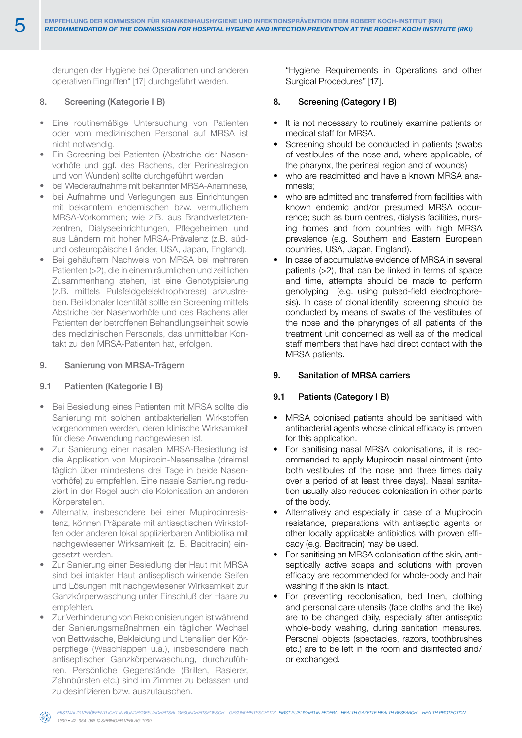derungen der Hygiene bei Operationen und anderen operativen Eingriffen“ [17] durchgeführt werden.

## 8. Screening (Kategorie I B)

- Eine routinemäßige Untersuchung von Patienten oder vom medizinischen Personal auf MRSA ist nicht notwendig.
- Ein Screening bei Patienten (Abstriche der Nasenvorhöfe und ggf. des Rachens, der Perinealregion und von Wunden) sollte durchgeführt werden
- bei Wiederaufnahme mit bekannter MRSA-Anamnese,
- bei Aufnahme und Verlegungen aus Einrichtungen mit bekanntem endemischen bzw. vermutlichem MRSA-Vorkommen; wie z.B. aus Brandverletztenzentren, Dialyseeinrichtungen, Pflegeheimen und aus Ländern mit hoher MRSA-Prävalenz (z.B. süd- und osteuropäische Länder, USA, Japan, England).
- Bei gehäuftem Nachweis von MRSA bei mehreren Patienten (>2), die in einem räumlichen und zeitlichen Zusammenhang stehen, ist eine Genotypisierung (z.B. mittels Pulsfeldgelelektrophorese) anzustreben. Bei klonaler Identität sollte ein Screening mittels Abstriche der Nasenvorhöfe und des Rachens aller Patienten der betroffenen Behandlungseinheit sowie des medizinischen Personals, das unmittelbar Kontakt zu den MRSA-Patienten hat, erfolgen.

## 9. Sanierung von MRSA-Trägern

### 9.1 Patienten (Kategorie I B)

- Bei Besiedlung eines Patienten mit MRSA sollte die Sanierung mit solchen antibakteriellen Wirkstoffen vorgenommen werden, deren klinische Wirksamkeit für diese Anwendung nachgewiesen ist.
- Zur Sanierung einer nasalen MRSA-Besiedlung ist die Applikation von Mupirocin-Nasensalbe (dreimal täglich über mindestens drei Tage in beide Nasenvorhöfe) zu empfehlen. Eine nasale Sanierung reduziert in der Regel auch die Kolonisation an anderen Körperstellen.
- Alternativ, insbesondere bei einer Mupirocinresistenz, können Präparate mit antiseptischen Wirkstoffen oder anderen lokal applizierbaren Antibiotika mit nachgewiesener Wirksamkeit (z. B. Bacitracin) eingesetzt werden.
- Zur Sanierung einer Besiedlung der Haut mit MRSA sind bei intakter Haut antiseptisch wirkende Seifen und Lösungen mit nachgewiesener Wirksamkeit zur Ganzkörperwaschung unter Einschluß der Haare zu empfehlen.
- Zur Verhinderung von Rekolonisierungen ist während der Sanierungsmaßnahmen ein täglicher Wechsel von Bettwäsche, Bekleidung und Utensilien der Körperpflege (Waschlappen u.ä.), insbesondere nach antiseptischer Ganzkörperwaschung, durchzuführen. Persönliche Gegenstände (Brillen, Rasierer, Zahnbürsten etc.) sind im Zimmer zu belassen und zu desinfizieren bzw. auszutauschen.

"Hygiene Requirements in Operations and other Surgical Procedures" [17].

## 8. Screening (Category I B)

- It is not necessary to routinely examine patients or medical staff for MRSA.
- Screening should be conducted in patients (swabs of vestibules of the nose and, where applicable, of the pharynx, the perineal region and of wounds)
- who are readmitted and have a known MRSA anamnesis;
- who are admitted and transferred from facilities with known endemic and/or presumed MRSA occurrence; such as burn centres, dialysis facilities, nursing homes and from countries with high MRSA prevalence (e.g. Southern and Eastern European countries, USA, Japan, England).
- In case of accumulative evidence of MRSA in several patients (>2), that can be linked in terms of space and time, attempts should be made to perform genotyping (e.g. using pulsed-field electrophoresis). In case of clonal identity, screening should be conducted by means of swabs of the vestibules of the nose and the pharynges of all patients of the treatment unit concerned as well as of the medical staff members that have had direct contact with the MRSA patients.

## 9. Sanitation of MRSA carriers

### 9.1 Patients (Category I B)

- MRSA colonised patients should be sanitised with antibacterial agents whose clinical efficacy is proven for this application.
- For sanitising nasal MRSA colonisations, it is recommended to apply Mupirocin nasal ointment (into both vestibules of the nose and three times daily over a period of at least three days). Nasal sanitation usually also reduces colonisation in other parts of the body.
- Alternatively and especially in case of a Mupirocin resistance, preparations with antiseptic agents or other locally applicable antibiotics with proven efficacy (e.g. Bacitracin) may be used.
- For sanitising an MRSA colonisation of the skin, antiseptically active soaps and solutions with proven efficacy are recommended for whole-body and hair washing if the skin is intact.
- For preventing recolonisation, bed linen, clothing and personal care utensils (face cloths and the like) are to be changed daily, especially after antiseptic whole-body washing, during sanitation measures. Personal objects (spectacles, razors, toothbrushes etc.) are to be left in the room and disinfected and/or exchanged.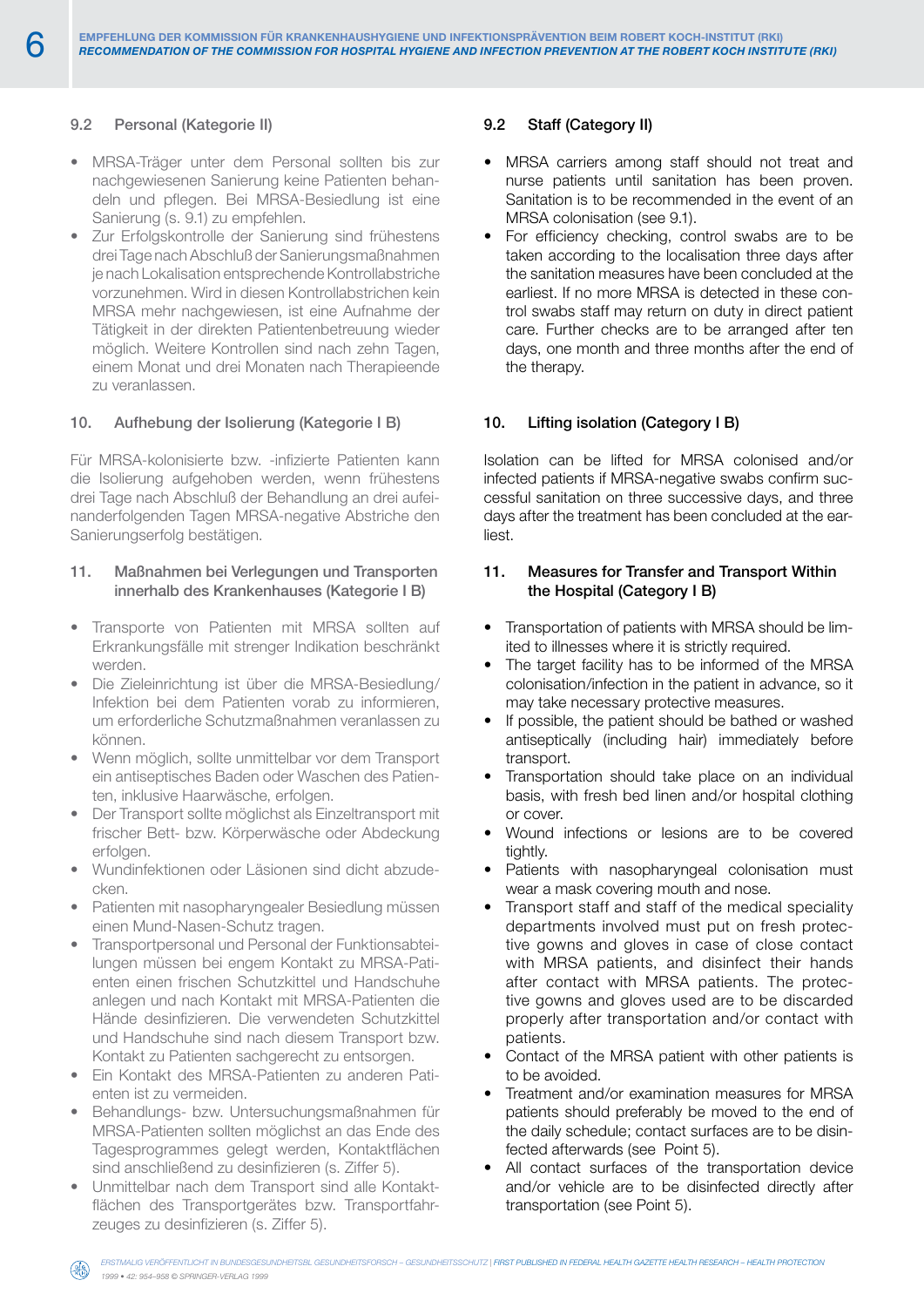### 9.2 Personal (Kategorie II)

- MRSA-Träger unter dem Personal sollten bis zur nachgewiesenen Sanierung keine Patienten behandeln und pflegen. Bei MRSA-Besiedlung ist eine Sanierung (s. 9.1) zu empfehlen.
- Zur Erfolgskontrolle der Sanierung sind frühestens drei Tage nach Abschluß der Sanierungsmaßnahmen je nach Lokalisation entsprechende Kontrollabstriche vorzunehmen. Wird in diesen Kontrollabstrichen kein MRSA mehr nachgewiesen, ist eine Aufnahme der Tätigkeit in der direkten Patientenbetreuung wieder möglich. Weitere Kontrollen sind nach zehn Tagen, einem Monat und drei Monaten nach Therapieende zu veranlassen.

### 10. Aufhebung der Isolierung (Kategorie I B)

Für MRSA-kolonisierte bzw. -infizierte Patienten kann die Isolierung aufgehoben werden, wenn frühestens drei Tage nach Abschluß der Behandlung an drei aufeinanderfolgenden Tagen MRSA-negative Abstriche den Sanierungserfolg bestätigen.

### 11. Maßnahmen bei Verlegungen und Transporten innerhalb des Krankenhauses (Kategorie I B)

- Transporte von Patienten mit MRSA sollten auf Erkrankungsfälle mit strenger Indikation beschränkt werden.
- Die Zieleinrichtung ist über die MRSA-Besiedlung/Infektion bei dem Patienten vorab zu informieren, um erforderliche Schutzmaßnahmen veranlassen zu können.
- Wenn möglich, sollte unmittelbar vor dem Transport ein antiseptisches Baden oder Waschen des Patienten, inklusive Haarwäsche, erfolgen.
- Der Transport sollte möglichst als Einzeltransport mit frischer Bett- bzw. Körperwäsche oder Abdeckung erfolgen.
- Wundinfektionen oder Läsionen sind dicht abzudecken.
- Patienten mit nasopharyngealer Besiedlung müssen einen Mund-Nasen-Schutz tragen.
- Transportpersonal und Personal der Funktionsabteilungen müssen bei engem Kontakt zu MRSA-Patienten einen frischen Schutzkittel und Handschuhe anlegen und nach Kontakt mit MRSA-Patienten die Hände desinfizieren. Die verwendeten Schutzkittel und Handschuhe sind nach diesem Transport bzw. Kontakt zu Patienten sachgerecht zu entsorgen.
- Ein Kontakt des MRSA-Patienten zu anderen Patienten ist zu vermeiden.
- Behandlungs- bzw. Untersuchungsmaßnahmen für MRSA-Patienten sollten möglichst an das Ende des Tagesprogrammes gelegt werden, Kontaktflächen sind anschließend zu desinfizieren (s. Ziffer 5).
- Unmittelbar nach dem Transport sind alle Kontaktflächen des Transportgerätes bzw. Transportfahrzeuges zu desinfizieren (s. Ziffer 5).

### 9.2 Staff (Category II)

- MRSA carriers among staff should not treat and nurse patients until sanitation has been proven. Sanitation is to be recommended in the event of an MRSA colonisation (see 9.1).
- For efficiency checking, control swabs are to be taken according to the localisation three days after the sanitation measures have been concluded at the earliest. If no more MRSA is detected in these control swabs staff may return on duty in direct patient care. Further checks are to be arranged after ten days, one month and three months after the end of the therapy.

### 10. Lifting isolation (Category I B)

Isolation can be lifted for MRSA colonised and/or infected patients if MRSA-negative swabs confirm successful sanitation on three successive days, and three days after the treatment has been concluded at the earliest.

### 11. Measures for Transfer and Transport Within the Hospital (Category I B)

- Transportation of patients with MRSA should be limited to illnesses where it is strictly required.
- The target facility has to be informed of the MRSA colonisation/infection in the patient in advance, so it may take necessary protective measures.
- If possible, the patient should be bathed or washed antiseptically (including hair) immediately before transport.
- Transportation should take place on an individual basis, with fresh bed linen and/or hospital clothing or cover.
- Wound infections or lesions are to be covered tightly.
- Patients with nasopharyngeal colonisation must wear a mask covering mouth and nose.
- Transport staff and staff of the medical speciality departments involved must put on fresh protective gowns and gloves in case of close contact with MRSA patients, and disinfect their hands after contact with MRSA patients. The protective gowns and gloves used are to be discarded properly after transportation and/or contact with patients.
- Contact of the MRSA patient with other patients is to be avoided.
- Treatment and/or examination measures for MRSA patients should preferably be moved to the end of the daily schedule; contact surfaces are to be disinfected afterwards (see Point 5).
- All contact surfaces of the transportation device and/or vehicle are to be disinfected directly after transportation (see Point 5).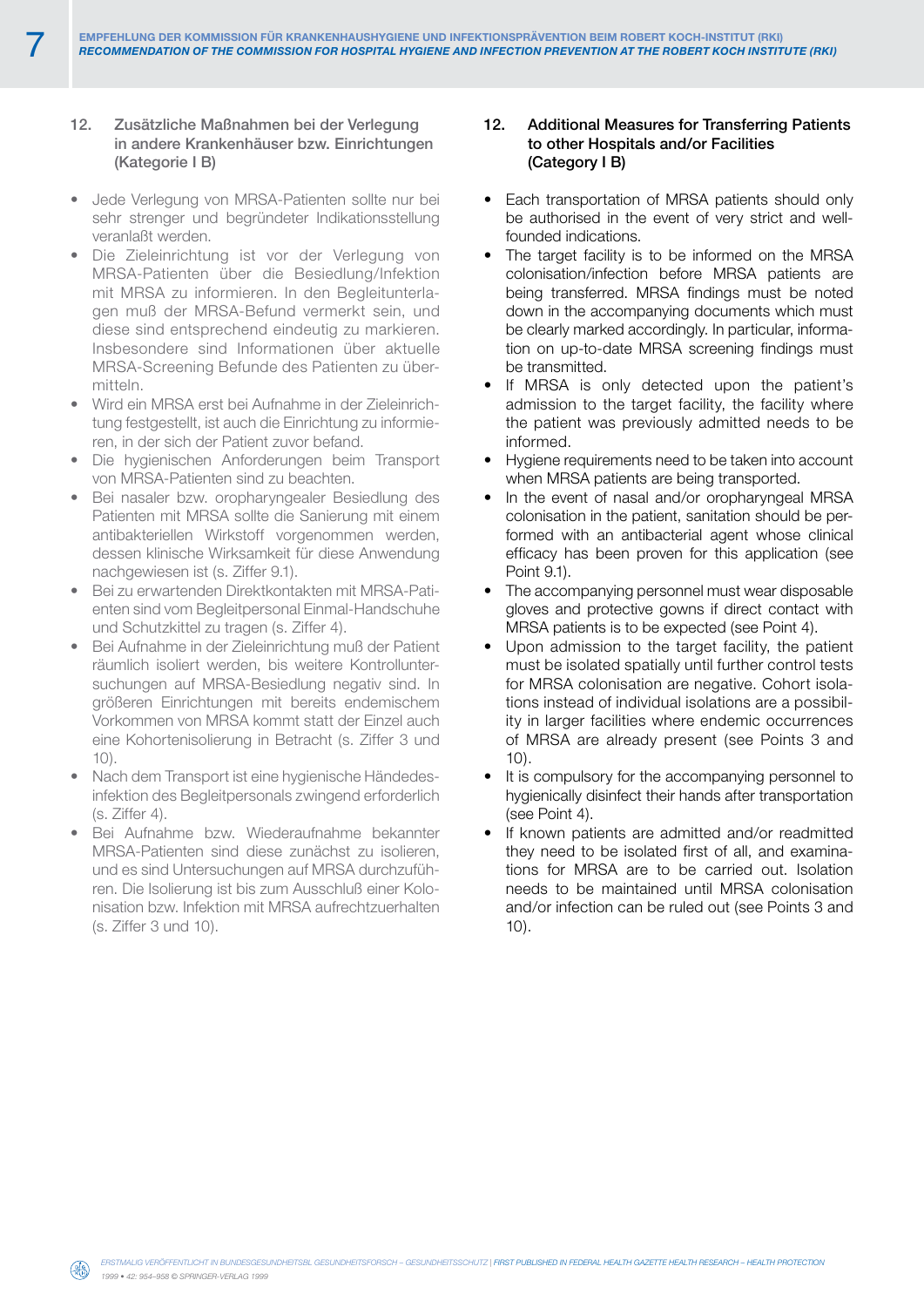## 12. Zusätzliche Maßnahmen bei der Verlegung in andere Krankenhäuser bzw. Einrichtungen (Kategorie I B)

- Jede Verlegung von MRSA-Patienten sollte nur bei sehr strenger und begründeter Indikationsstellung veranlaßt werden.
- Die Zieleinrichtung ist vor der Verlegung von MRSA-Patienten über die Besiedlung/Infektion mit MRSA zu informieren. In den Begleitunterlagen muß der MRSA-Befund vermerkt sein, und diese sind entsprechend eindeutig zu markieren. Insbesondere sind Informationen über aktuelle MRSA-Screening Befunde des Patienten zu übermitteln.
- Wird ein MRSA erst bei Aufnahme in der Zieleinrichtung festgestellt, ist auch die Einrichtung zu informieren, in der sich der Patient zuvor befand.
- Die hygienischen Anforderungen beim Transport von MRSA-Patienten sind zu beachten.
- Bei nasaler bzw. oropharyngealer Besiedlung des Patienten mit MRSA sollte die Sanierung mit einem antibakteriellen Wirkstoff vorgenommen werden, dessen klinische Wirksamkeit für diese Anwendung nachgewiesen ist (s. Ziffer 9.1).
- Bei zu erwartenden Direktkontakten mit MRSA-Patienten sind vom Begleitpersonal Einmal-Handschuhe und Schutzkittel zu tragen (s. Ziffer 4).
- Bei Aufnahme in der Zieleinrichtung muß der Patient räumlich isoliert werden, bis weitere Kontrolluntersuchungen auf MRSA-Besiedlung negativ sind. In größeren Einrichtungen mit bereits endemischem Vorkommen von MRSA kommt statt der Einzel auch eine Kohortenisolierung in Betracht (s. Ziffer 3 und 10).
- Nach dem Transport ist eine hygienische Händedesinfektion des Begleitpersonals zwingend erforderlich (s. Ziffer 4).
- Bei Aufnahme bzw. Wiederaufnahme bekannter MRSA-Patienten sind diese zunächst zu isolieren, und es sind Untersuchungen auf MRSA durchzuführen. Die Isolierung ist bis zum Ausschluß einer Kolonisation bzw. Infektion mit MRSA aufrechtzuerhalten (s. Ziffer 3 und 10).

## 12. Additional Measures for Transferring Patients to other Hospitals and/or Facilities (Category I B)

- Each transportation of MRSA patients should only be authorised in the event of very strict and well-founded indications.
- The target facility is to be informed on the MRSA colonisation/infection before MRSA patients are being transferred. MRSA findings must be noted down in the accompanying documents which must be clearly marked accordingly. In particular, information on up-to-date MRSA screening findings must be transmitted.
- If MRSA is only detected upon the patient's admission to the target facility, the facility where the patient was previously admitted needs to be informed.
- Hygiene requirements need to be taken into account when MRSA patients are being transported.
- In the event of nasal and/or oropharyngeal MRSA colonisation in the patient, sanitation should be performed with an antibacterial agent whose clinical efficacy has been proven for this application (see Point 9.1).
- The accompanying personnel must wear disposable gloves and protective gowns if direct contact with MRSA patients is to be expected (see Point 4).
- Upon admission to the target facility, the patient must be isolated spatially until further control tests for MRSA colonisation are negative. Cohort isolations instead of individual isolations are a possibility in larger facilities where endemic occurrences of MRSA are already present (see Points 3 and 10).
- It is compulsory for the accompanying personnel to hygienically disinfect their hands after transportation (see Point 4).
- If known patients are admitted and/or readmitted they need to be isolated first of all, and examinations for MRSA are to be carried out. Isolation needs to be maintained until MRSA colonisation and/or infection can be ruled out (see Points 3 and 10).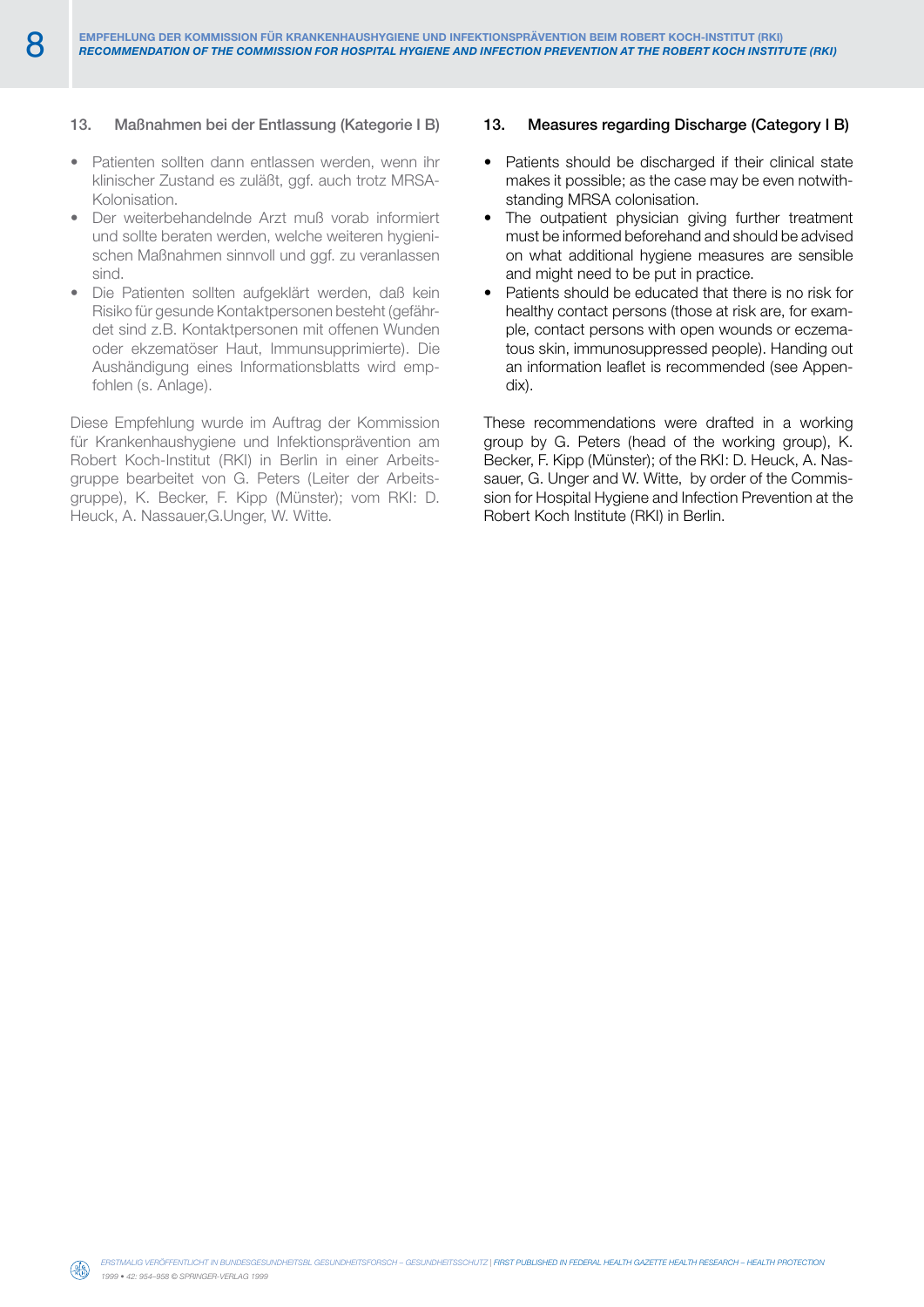## 13. Maßnahmen bei der Entlassung (Kategorie I B)

- Patienten sollten dann entlassen werden, wenn ihr klinischer Zustand es zuläßt, ggf. auch trotz MRSA-Kolonisation.
- Der weiterbehandelnde Arzt muß vorab informiert und sollte beraten werden, welche weiteren hygienischen Maßnahmen sinnvoll und ggf. zu veranlassen sind.
- Die Patienten sollten aufgeklärt werden, daß kein Risiko für gesunde Kontaktpersonen besteht (gefährdet sind z.B. Kontaktpersonen mit offenen Wunden oder ekzematöser Haut, Immunsupprimierte). Die Aushändigung eines Informationsblatts wird empfohlen (s. Anlage).

Diese Empfehlung wurde im Auftrag der Kommission für Krankenhaushygiene und Infektionsprävention am Robert Koch-Institut (RKI) in Berlin in einer Arbeitsgruppe bearbeitet von G. Peters (Leiter der Arbeitsgruppe), K. Becker, F. Kipp (Münster); vom RKI: D. Heuck, A. Nassauer,G.Unger, W. Witte.

## 13. Measures regarding Discharge (Category I B)

- Patients should be discharged if their clinical state makes it possible; as the case may be even notwithstanding MRSA colonisation.
- The outpatient physician giving further treatment must be informed beforehand and should be advised on what additional hygiene measures are sensible and might need to be put in practice.
- Patients should be educated that there is no risk for healthy contact persons (those at risk are, for example, contact persons with open wounds or eczematous skin, immunosuppressed people). Handing out an information leaflet is recommended (see Appendix).

These recommendations were drafted in a working group by G. Peters (head of the working group), K. Becker, F. Kipp (Münster); of the RKI: D. Heuck, A. Nassauer, G. Unger and W. Witte, by order of the Commission for Hospital Hygiene and Infection Prevention at the Robert Koch Institute (RKI) in Berlin.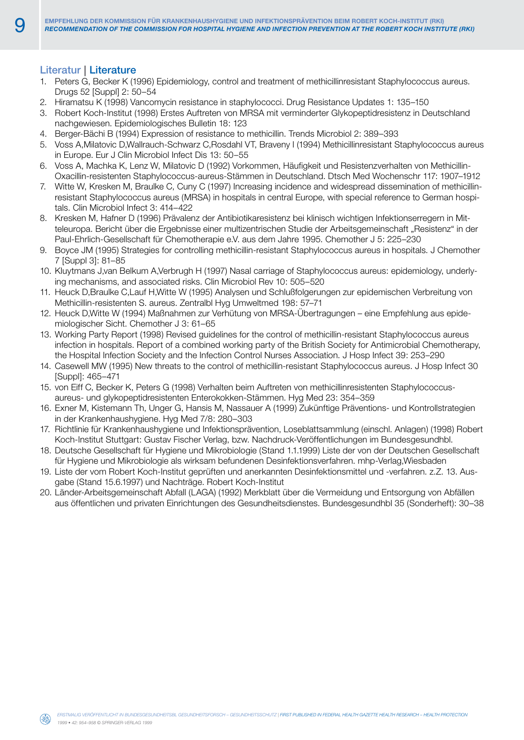## Literatur | Literature

1. Peters G, Becker K (1996) Epidemiology, control and treatment of methicillinresistant Staphylococcus aureus. Drugs 52 [Suppl] 2: 50–54
2. Hiramatsu K (1998) Vancomycin resistance in staphylococci. Drug Resistance Updates 1: 135–150
3. Robert Koch-Institut (1998) Erstes Auftreten von MRSA mit verminderter Glykopeptidresistenz in Deutschland nachgewiesen. Epidemiologisches Bulletin 18: 123
4. Berger-Bächi B (1994) Expression of resistance to methicillin. Trends Microbiol 2: 389–393
5. Voss A,Milatovic D,Wallrauch-Schwarz C,Rosdahl VT, Braveny I (1994) Methicillinresistant Staphylococcus aureus in Europe. Eur J Clin Microbiol Infect Dis 13: 50–55
6. Voss A, Machka K, Lenz W, Milatovic D (1992) Vorkommen, Häufigkeit und Resistenzverhalten von Methicillin-Oxacillin-resistenten Staphylococcus-aureus-Stämmen in Deutschland. Dtsch Med Wochenschr 117: 1907–1912
7. Witte W, Kresken M, Braulke C, Cuny C (1997) Increasing incidence and widespread dissemination of methicillin-resistant Staphylococcus aureus (MRSA) in hospitals in central Europe, with special reference to German hospitals. Clin Microbiol Infect 3: 414–422
8. Kresken M, Hafner D (1996) Prävalenz der Antibiotikaresistenz bei klinisch wichtigen Infektionserregern in Mitteleuropa. Bericht über die Ergebnisse einer multizentrischen Studie der Arbeitsgemeinschaft „Resistenz" in der Paul-Ehrlich-Gesellschaft für Chemotherapie e.V. aus dem Jahre 1995. Chemother J 5: 225–230
9. Boyce JM (1995) Strategies for controlling methicillin-resistant Staphylococcus aureus in hospitals. J Chemother 7 [Suppl 3]: 81–85
10. Kluytmans J,van Belkum A,Verbrugh H (1997) Nasal carriage of Staphylococcus aureus: epidemiology, underlying mechanisms, and associated risks. Clin Microbiol Rev 10: 505–520
11. Heuck D,Braulke C,Lauf H,Witte W (1995) Analysen und Schlußfolgerungen zur epidemischen Verbreitung von Methicillin-resistenten S. aureus. Zentralbl Hyg Umweltmed 198: 57–71
12. Heuck D,Witte W (1994) Maßnahmen zur Verhütung von MRSA-Übertragungen – eine Empfehlung aus epidemiologischer Sicht. Chemother J 3: 61–65
13. Working Party Report (1998) Revised guidelines for the control of methicillin-resistant Staphylococcus aureus infection in hospitals. Report of a combined working party of the British Society for Antimicrobial Chemotherapy, the Hospital Infection Society and the Infection Control Nurses Association. J Hosp Infect 39: 253–290
14. Casewell MW (1995) New threats to the control of methicillin-resistant Staphylococcus aureus. J Hosp Infect 30 [Suppl]: 465–471
15. von Eiff C, Becker K, Peters G (1998) Verhalten beim Auftreten von methicillinresistenten Staphylococcus-aureus- und glykopeptidresistenten Enterokokken-Stämmen. Hyg Med 23: 354–359
16. Exner M, Kistemann Th, Unger G, Hansis M, Nassauer A (1999) Zukünftige Präventions- und Kontrollstrategien in der Krankenhaushygiene. Hyg Med 7/8: 280–303
17. Richtlinie für Krankenhaushygiene und Infektionsprävention, Loseblattsammlung (einschl. Anlagen) (1998) Robert Koch-Institut Stuttgart: Gustav Fischer Verlag, bzw. Nachdruck-Veröffentlichungen im Bundesgesundhbl.
18. Deutsche Gesellschaft für Hygiene und Mikrobiologie (Stand 1.1.1999) Liste der von der Deutschen Gesellschaft für Hygiene und Mikrobiologie als wirksam befundenen Desinfektionsverfahren. mhp-Verlag,Wiesbaden
19. Liste der vom Robert Koch-Institut geprüften und anerkannten Desinfektionsmittel und -verfahren. z.Z. 13. Ausgabe (Stand 15.6.1997) und Nachträge. Robert Koch-Institut
20. Länder-Arbeitsgemeinschaft Abfall (LAGA) (1992) Merkblatt über die Vermeidung und Entsorgung von Abfällen aus öffentlichen und privaten Einrichtungen des Gesundheitsdienstes. Bundesgesundhbl 35 (Sonderheft): 30–38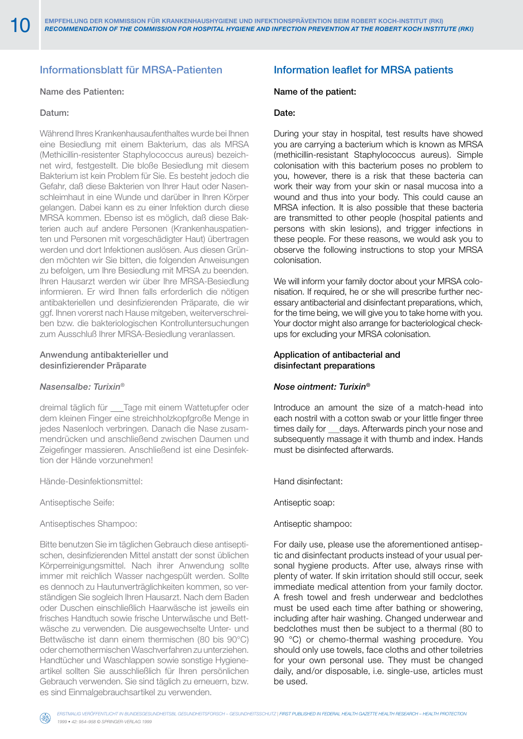## Informationsblatt für MRSA-Patienten

Name des Patienten:

Datum:

Während Ihres Krankenhausaufenthaltes wurde bei Ihnen eine Besiedlung mit einem Bakterium, das als MRSA (Methicillin-resistenter Staphylococcus aureus) bezeichnet wird, festgestellt. Die bloße Besiedlung mit diesem Bakterium ist kein Problem für Sie. Es besteht jedoch die Gefahr, daß diese Bakterien von Ihrer Haut oder Nasenschleimhaut in eine Wunde und darüber in Ihren Körper gelangen. Dabei kann es zu einer Infektion durch diese MRSA kommen. Ebenso ist es möglich, daß diese Bakterien auch auf andere Personen (Krankenhauspatienten und Personen mit vorgeschädigter Haut) übertragen werden und dort Infektionen auslösen. Aus diesen Gründen möchten wir Sie bitten, die folgenden Anweisungen zu befolgen, um Ihre Besiedlung mit MRSA zu beenden. Ihren Hausarzt werden wir über Ihre MRSA-Besiedlung informieren. Er wird Ihnen falls erforderlich die nötigen antibakteriellen und desinfizierenden Präparate, die wir ggf. Ihnen vorerst nach Hause mitgeben, weiterverschreiben bzw. die bakteriologischen Kontrolluntersuchungen zum Ausschluß Ihrer MRSA-Besiedlung veranlassen.

### Anwendung antibakterieller und desinfizierender Präparate

*Nasensalbe: Turixin®*

dreimal täglich für ___Tage mit einem Wattetupfer oder dem kleinen Finger eine streichholzkopfgroße Menge in jedes Nasenloch verbringen. Danach die Nase zusammendrücken und anschließend zwischen Daumen und Zeigefinger massieren. Anschließend ist eine Desinfektion der Hände vorzunehmen!

Hände-Desinfektionsmittel:

Antiseptische Seife:

Antiseptisches Shampoo:

Bitte benutzen Sie im täglichen Gebrauch diese antiseptischen, desinfizierenden Mittel anstatt der sonst üblichen Körperreinigungsmittel. Nach ihrer Anwendung sollte immer mit reichlich Wasser nachgespült werden. Sollte es dennoch zu Hautunverträglichkeiten kommen, so verständigen Sie sogleich Ihren Hausarzt. Nach dem Baden oder Duschen einschließlich Haarwäsche ist jeweils ein frisches Handtuch sowie frische Unterwäsche und Bettwäsche zu verwenden. Die ausgewechselte Unter- und Bettwäsche ist dann einem thermischen (80 bis 90°C) oder chemothermischen Waschverfahren zu unterziehen. Handtücher und Waschlappen sowie sonstige Hygieneartikel sollten Sie ausschließlich für Ihren persönlichen Gebrauch verwenden. Sie sind täglich zu erneuern, bzw. es sind Einmalgebrauchsartikel zu verwenden.

## Information leaflet for MRSA patients

**Name of the patient:**

**Date:**

During your stay in hospital, test results have showed you are carrying a bacterium which is known as MRSA (methicillin-resistant Staphylococcus aureus). Simple colonisation with this bacterium poses no problem to you, however, there is a risk that these bacteria can work their way from your skin or nasal mucosa into a wound and thus into your body. This could cause an MRSA infection. It is also possible that these bacteria are transmitted to other people (hospital patients and persons with skin lesions), and trigger infections in these people. For these reasons, we would ask you to observe the following instructions to stop your MRSA colonisation.

We will inform your family doctor about your MRSA colonisation. If required, he or she will prescribe further necessary antibacterial and disinfectant preparations, which, for the time being, we will give you to take home with you. Your doctor might also arrange for bacteriological check-ups for excluding your MRSA colonisation.

### Application of antibacterial and disinfectant preparations

***Nose ointment: Turixin®***

Introduce an amount the size of a match-head into each nostril with a cotton swab or your little finger three times daily for ___days. Afterwards pinch your nose and subsequently massage it with thumb and index. Hands must be disinfected afterwards.

Hand disinfectant:

Antiseptic soap:

Antiseptic shampoo:

For daily use, please use the aforementioned antiseptic and disinfectant products instead of your usual personal hygiene products. After use, always rinse with plenty of water. If skin irritation should still occur, seek immediate medical attention from your family doctor. A fresh towel and fresh underwear and bedclothes must be used each time after bathing or showering, including after hair washing. Changed underwear and bedclothes must then be subject to a thermal (80 to 90 °C) or chemo-thermal washing procedure. You should only use towels, face cloths and other toiletries for your own personal use. They must be changed daily, and/or disposable, i.e. single-use, articles must be used.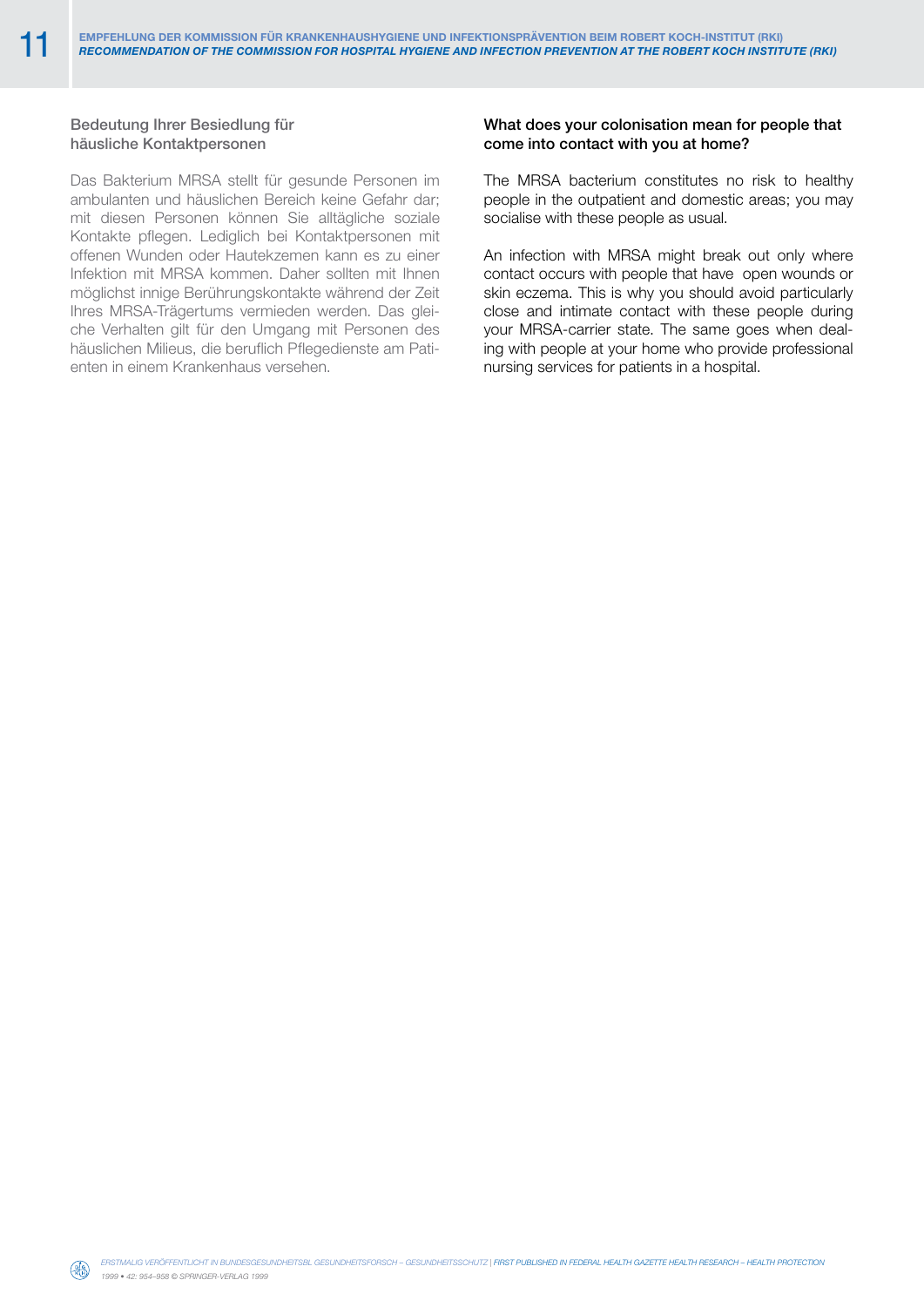### Bedeutung Ihrer Besiedlung für häusliche Kontaktpersonen

Das Bakterium MRSA stellt für gesunde Personen im ambulanten und häuslichen Bereich keine Gefahr dar; mit diesen Personen können Sie alltägliche soziale Kontakte pflegen. Lediglich bei Kontaktpersonen mit offenen Wunden oder Hautekzemen kann es zu einer Infektion mit MRSA kommen. Daher sollten mit Ihnen möglichst innige Berührungskontakte während der Zeit Ihres MRSA-Trägertums vermieden werden. Das gleiche Verhalten gilt für den Umgang mit Personen des häuslichen Milieus, die beruflich Pflegedienste am Patienten in einem Krankenhaus versehen.

### What does your colonisation mean for people that come into contact with you at home?

The MRSA bacterium constitutes no risk to healthy people in the outpatient and domestic areas; you may socialise with these people as usual.

An infection with MRSA might break out only where contact occurs with people that have open wounds or skin eczema. This is why you should avoid particularly close and intimate contact with these people during your MRSA-carrier state. The same goes when dealing with people at your home who provide professional nursing services for patients in a hospital.